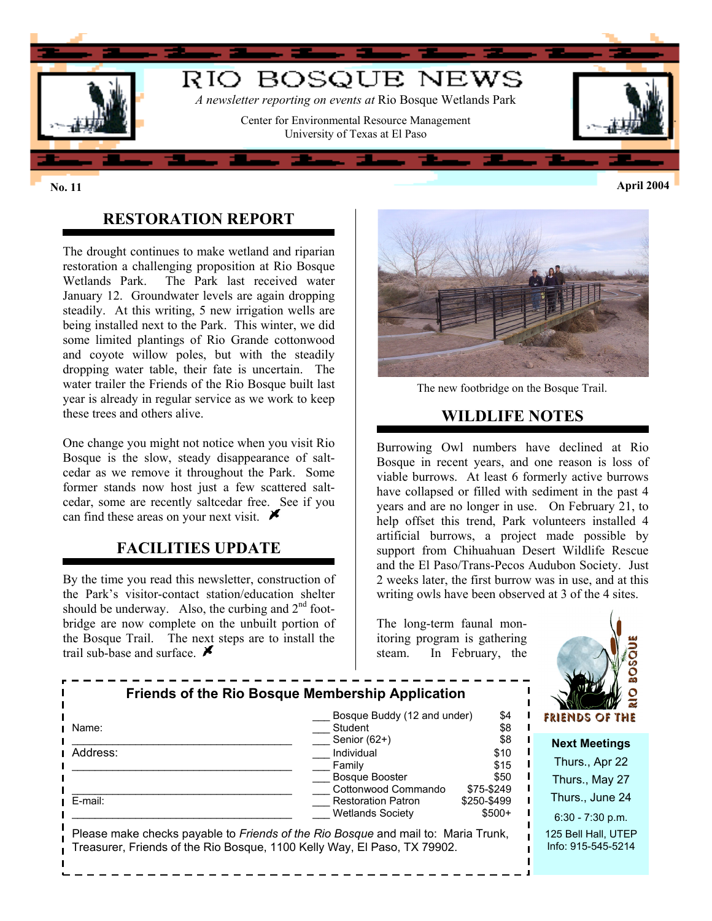# RIO BOSQUE NEWS

*A newsletter reporting on events at* Rio Bosque Wetlands Park

Center for Environmental Resource Management
University of Texas at El Paso

**No. 11** **April 2004**

## RESTORATION REPORT

The drought continues to make wetland and riparian restoration a challenging proposition at Rio Bosque Wetlands Park. The Park last received water January 12. Groundwater levels are again dropping steadily. At this writing, 5 new irrigation wells are being installed next to the Park. This winter, we did some limited plantings of Rio Grande cottonwood and coyote willow poles, but with the steadily dropping water table, their fate is uncertain. The water trailer the Friends of the Rio Bosque built last year is already in regular service as we work to keep these trees and others alive.

One change you might not notice when you visit Rio Bosque is the slow, steady disappearance of saltcedar as we remove it throughout the Park. Some former stands now host just a few scattered saltcedar, some are recently saltcedar free. See if you can find these areas on your next visit.

## FACILITIES UPDATE

By the time you read this newsletter, construction of the Park's visitor-contact station/education shelter should be underway. Also, the curbing and 2nd footbridge are now complete on the unbuilt portion of the Bosque Trail. The next steps are to install the trail sub-base and surface.

The new footbridge on the Bosque Trail.

## WILDLIFE NOTES

Burrowing Owl numbers have declined at Rio Bosque in recent years, and one reason is loss of viable burrows. At least 6 formerly active burrows have collapsed or filled with sediment in the past 4 years and are no longer in use. On February 21, to help offset this trend, Park volunteers installed 4 artificial burrows, a project made possible by support from Chihuahuan Desert Wildlife Rescue and the El Paso/Trans-Pecos Audubon Society. Just 2 weeks later, the first burrow was in use, and at this writing owls have been observed at 3 of the 4 sites.

The long-term faunal monitoring program is gathering steam. In February, the

### Friends of the Rio Bosque Membership Application

Name: ____________________

Address: ____________________

____________________

E-mail: ____________________

| | Membership | Amount |
|---|---|---|
| ___ | Bosque Buddy (12 and under) | $4 |
| ___ | Student | $8 |
| ___ | Senior (62+) | $8 |
| ___ | Individual | $10 |
| ___ | Family | $15 |
| ___ | Bosque Booster | $50 |
| ___ | Cottonwood Commando | $75-$249 |
| ___ | Restoration Patron | $250-$499 |
| ___ | Wetlands Society | $500+ |

Please make checks payable to *Friends of the Rio Bosque* and mail to: Maria Trunk, Treasurer, Friends of the Rio Bosque, 1100 Kelly Way, El Paso, TX 79902.

FRIENDS OF THE RIO BOSQUE

**Next Meetings**

Thurs., Apr 22
Thurs., May 27
Thurs., June 24

6:30 - 7:30 p.m.

125 Bell Hall, UTEP
Info: 915-545-5214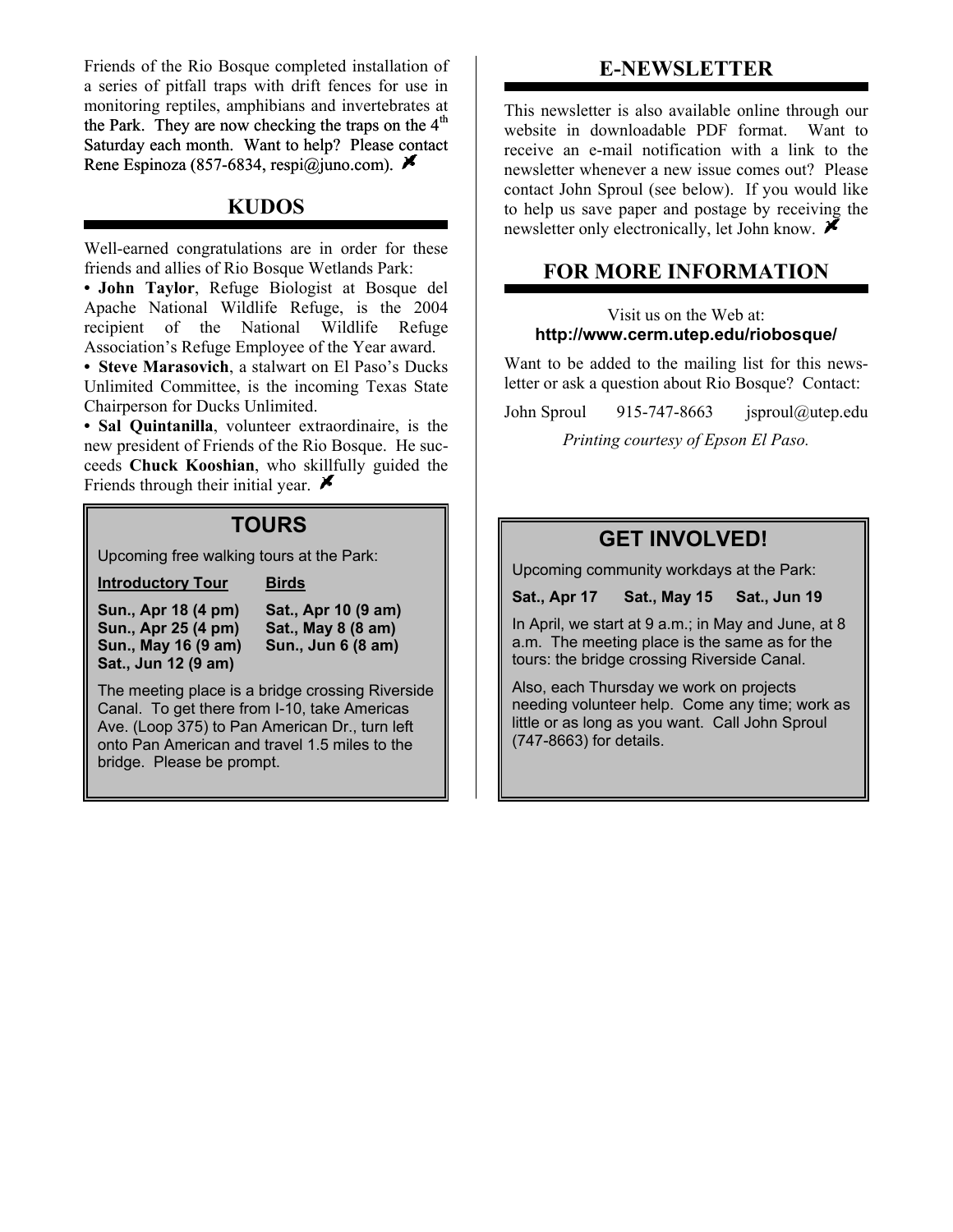Friends of the Rio Bosque completed installation of a series of pitfall traps with drift fences for use in monitoring reptiles, amphibians and invertebrates at the Park. They are now checking the traps on the 4th Saturday each month. Want to help? Please contact Rene Espinoza (857-6834, respi@juno.com).

## KUDOS

Well-earned congratulations are in order for these friends and allies of Rio Bosque Wetlands Park:

- **John Taylor**, Refuge Biologist at Bosque del Apache National Wildlife Refuge, is the 2004 recipient of the National Wildlife Refuge Association's Refuge Employee of the Year award.
- **Steve Marasovich**, a stalwart on El Paso's Ducks Unlimited Committee, is the incoming Texas State Chairperson for Ducks Unlimited.
- **Sal Quintanilla**, volunteer extraordinaire, is the new president of Friends of the Rio Bosque. He succeeds **Chuck Kooshian**, who skillfully guided the Friends through their initial year.

## TOURS

Upcoming free walking tours at the Park:

| Introductory Tour | Birds |
|---|---|
| **Sun., Apr 18 (4 pm)** | **Sat., Apr 10 (9 am)** |
| **Sun., Apr 25 (4 pm)** | **Sat., May 8 (8 am)** |
| **Sun., May 16 (9 am)** | **Sun., Jun 6 (8 am)** |
| **Sat., Jun 12 (9 am)** | |

The meeting place is a bridge crossing Riverside Canal. To get there from I-10, take Americas Ave. (Loop 375) to Pan American Dr., turn left onto Pan American and travel 1.5 miles to the bridge. Please be prompt.

## E-NEWSLETTER

This newsletter is also available online through our website in downloadable PDF format. Want to receive an e-mail notification with a link to the newsletter whenever a new issue comes out? Please contact John Sproul (see below). If you would like to help us save paper and postage by receiving the newsletter only electronically, let John know.

## FOR MORE INFORMATION

Visit us on the Web at:
**http://www.cerm.utep.edu/riobosque/**

Want to be added to the mailing list for this newsletter or ask a question about Rio Bosque? Contact:

John Sproul 915-747-8663 jsproul@utep.edu

*Printing courtesy of Epson El Paso.*

## GET INVOLVED!

Upcoming community workdays at the Park:

**Sat., Apr 17 Sat., May 15 Sat., Jun 19**

In April, we start at 9 a.m.; in May and June, at 8 a.m. The meeting place is the same as for the tours: the bridge crossing Riverside Canal.

Also, each Thursday we work on projects needing volunteer help. Come any time; work as little or as long as you want. Call John Sproul (747-8663) for details.